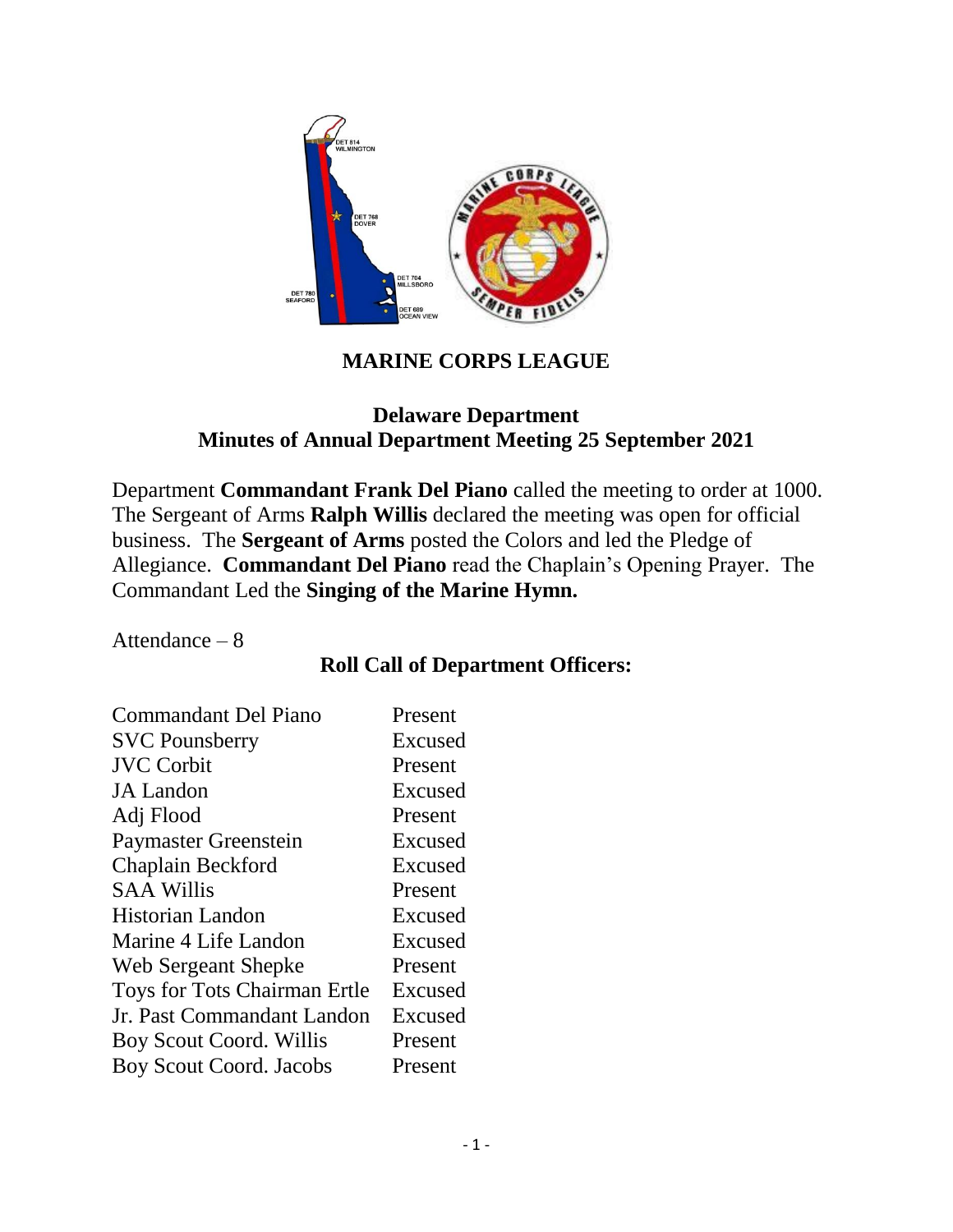# MARINE CORPS LEAGUE

## Delaware Department
## Minutes of Annual Department Meeting 25 September 2021

Department **Commandant Frank Del Piano** called the meeting to order at 1000. The Sergeant of Arms **Ralph Willis** declared the meeting was open for official business. The **Sergeant of Arms** posted the Colors and led the Pledge of Allegiance. **Commandant Del Piano** read the Chaplain's Opening Prayer. The Commandant Led the **Singing of the Marine Hymn.**

Attendance – 8

### Roll Call of Department Officers:

| | |
|---|---|
| Commandant Del Piano | Present |
| SVC Pounsberry | Excused |
| JVC Corbit | Present |
| JA Landon | Excused |
| Adj Flood | Present |
| Paymaster Greenstein | Excused |
| Chaplain Beckford | Excused |
| SAA Willis | Present |
| Historian Landon | Excused |
| Marine 4 Life Landon | Excused |
| Web Sergeant Shepke | Present |
| Toys for Tots Chairman Ertle | Excused |
| Jr. Past Commandant Landon | Excused |
| Boy Scout Coord. Willis | Present |
| Boy Scout Coord. Jacobs | Present |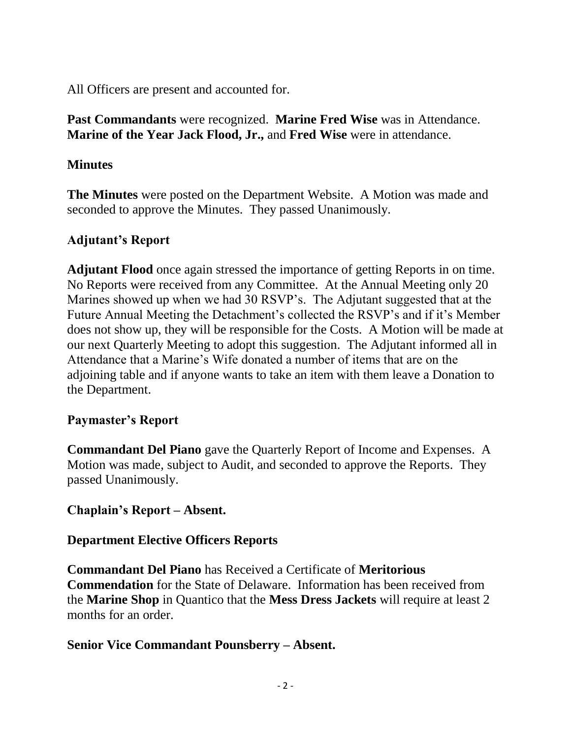All Officers are present and accounted for.

**Past Commandants** were recognized. **Marine Fred Wise** was in Attendance. **Marine of the Year Jack Flood, Jr.,** and **Fred Wise** were in attendance.

## Minutes

**The Minutes** were posted on the Department Website. A Motion was made and seconded to approve the Minutes. They passed Unanimously.

## Adjutant's Report

**Adjutant Flood** once again stressed the importance of getting Reports in on time. No Reports were received from any Committee. At the Annual Meeting only 20 Marines showed up when we had 30 RSVP's. The Adjutant suggested that at the Future Annual Meeting the Detachment's collected the RSVP's and if it's Member does not show up, they will be responsible for the Costs. A Motion will be made at our next Quarterly Meeting to adopt this suggestion. The Adjutant informed all in Attendance that a Marine's Wife donated a number of items that are on the adjoining table and if anyone wants to take an item with them leave a Donation to the Department.

## Paymaster's Report

**Commandant Del Piano** gave the Quarterly Report of Income and Expenses. A Motion was made, subject to Audit, and seconded to approve the Reports. They passed Unanimously.

## Chaplain's Report – Absent.

## Department Elective Officers Reports

**Commandant Del Piano** has Received a Certificate of **Meritorious Commendation** for the State of Delaware. Information has been received from the **Marine Shop** in Quantico that the **Mess Dress Jackets** will require at least 2 months for an order.

**Senior Vice Commandant Pounsberry – Absent.**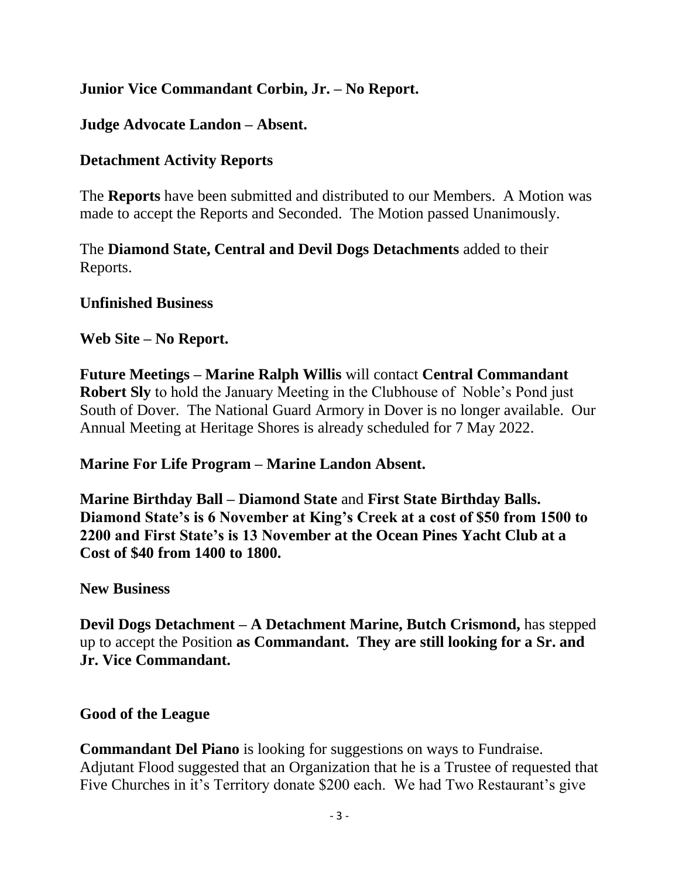**Junior Vice Commandant Corbin, Jr. – No Report.**

**Judge Advocate Landon – Absent.**

**Detachment Activity Reports**

The **Reports** have been submitted and distributed to our Members. A Motion was made to accept the Reports and Seconded. The Motion passed Unanimously.

The **Diamond State, Central and Devil Dogs Detachments** added to their Reports.

**Unfinished Business**

**Web Site – No Report.**

**Future Meetings – Marine Ralph Willis** will contact **Central Commandant Robert Sly** to hold the January Meeting in the Clubhouse of Noble's Pond just South of Dover. The National Guard Armory in Dover is no longer available. Our Annual Meeting at Heritage Shores is already scheduled for 7 May 2022.

**Marine For Life Program – Marine Landon Absent.**

**Marine Birthday Ball – Diamond State** and **First State Birthday Balls. Diamond State's is 6 November at King's Creek at a cost of $50 from 1500 to 2200 and First State's is 13 November at the Ocean Pines Yacht Club at a Cost of $40 from 1400 to 1800.**

**New Business**

**Devil Dogs Detachment – A Detachment Marine, Butch Crismond,** has stepped up to accept the Position **as Commandant. They are still looking for a Sr. and Jr. Vice Commandant.**

**Good of the League**

**Commandant Del Piano** is looking for suggestions on ways to Fundraise. Adjutant Flood suggested that an Organization that he is a Trustee of requested that Five Churches in it's Territory donate $200 each. We had Two Restaurant's give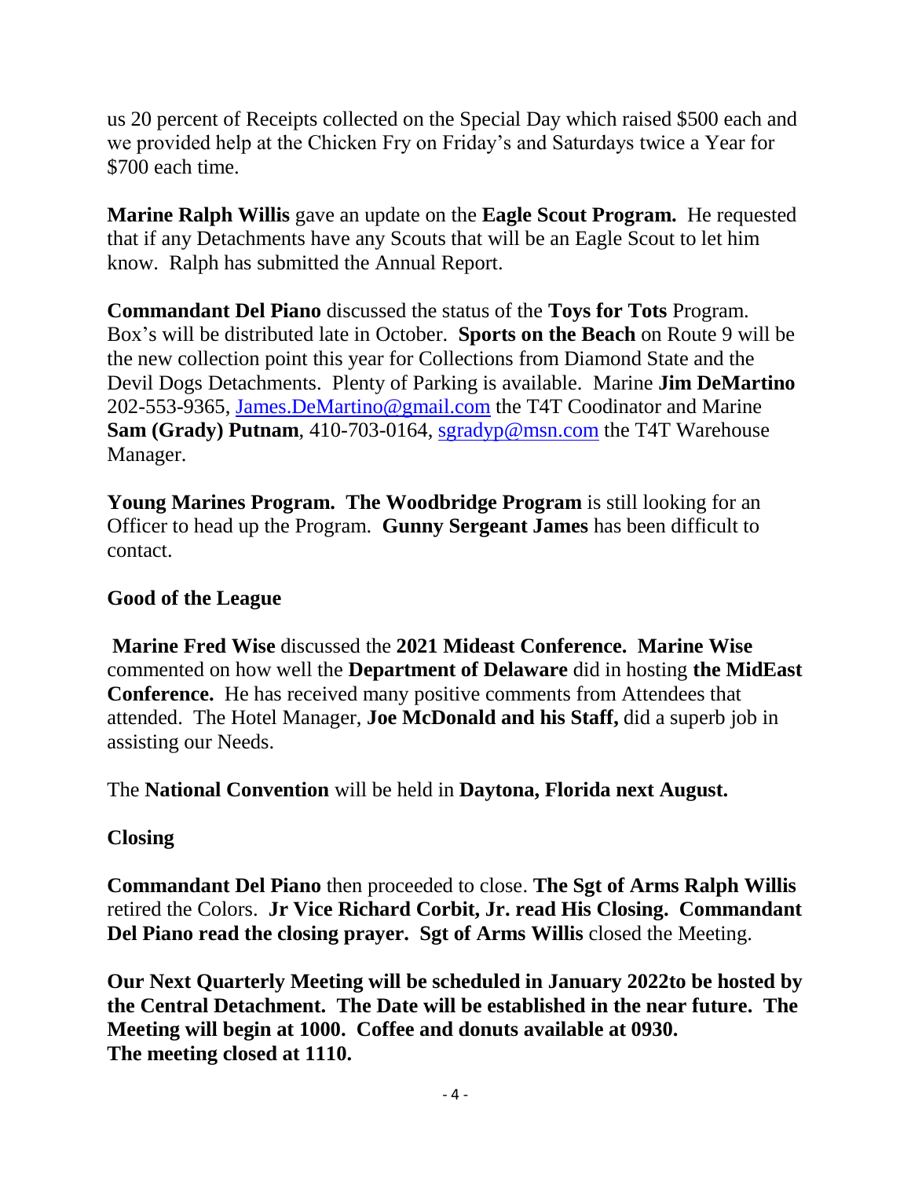us 20 percent of Receipts collected on the Special Day which raised $500 each and we provided help at the Chicken Fry on Friday's and Saturdays twice a Year for $700 each time.

**Marine Ralph Willis** gave an update on the **Eagle Scout Program.** He requested that if any Detachments have any Scouts that will be an Eagle Scout to let him know. Ralph has submitted the Annual Report.

**Commandant Del Piano** discussed the status of the **Toys for Tots** Program. Box's will be distributed late in October. **Sports on the Beach** on Route 9 will be the new collection point this year for Collections from Diamond State and the Devil Dogs Detachments. Plenty of Parking is available. Marine **Jim DeMartino** 202-553-9365, James.DeMartino@gmail.com the T4T Coodinator and Marine **Sam (Grady) Putnam**, 410-703-0164, sgradyp@msn.com the T4T Warehouse Manager.

**Young Marines Program. The Woodbridge Program** is still looking for an Officer to head up the Program. **Gunny Sergeant James** has been difficult to contact.

**Good of the League**

**Marine Fred Wise** discussed the **2021 Mideast Conference. Marine Wise** commented on how well the **Department of Delaware** did in hosting **the MidEast Conference.** He has received many positive comments from Attendees that attended. The Hotel Manager, **Joe McDonald and his Staff,** did a superb job in assisting our Needs.

The **National Convention** will be held in **Daytona, Florida next August.**

**Closing**

**Commandant Del Piano** then proceeded to close. **The Sgt of Arms Ralph Willis** retired the Colors. **Jr Vice Richard Corbit, Jr. read His Closing. Commandant Del Piano read the closing prayer. Sgt of Arms Willis** closed the Meeting.

**Our Next Quarterly Meeting will be scheduled in January 2022to be hosted by the Central Detachment. The Date will be established in the near future. The Meeting will begin at 1000. Coffee and donuts available at 0930.**
**The meeting closed at 1110.**